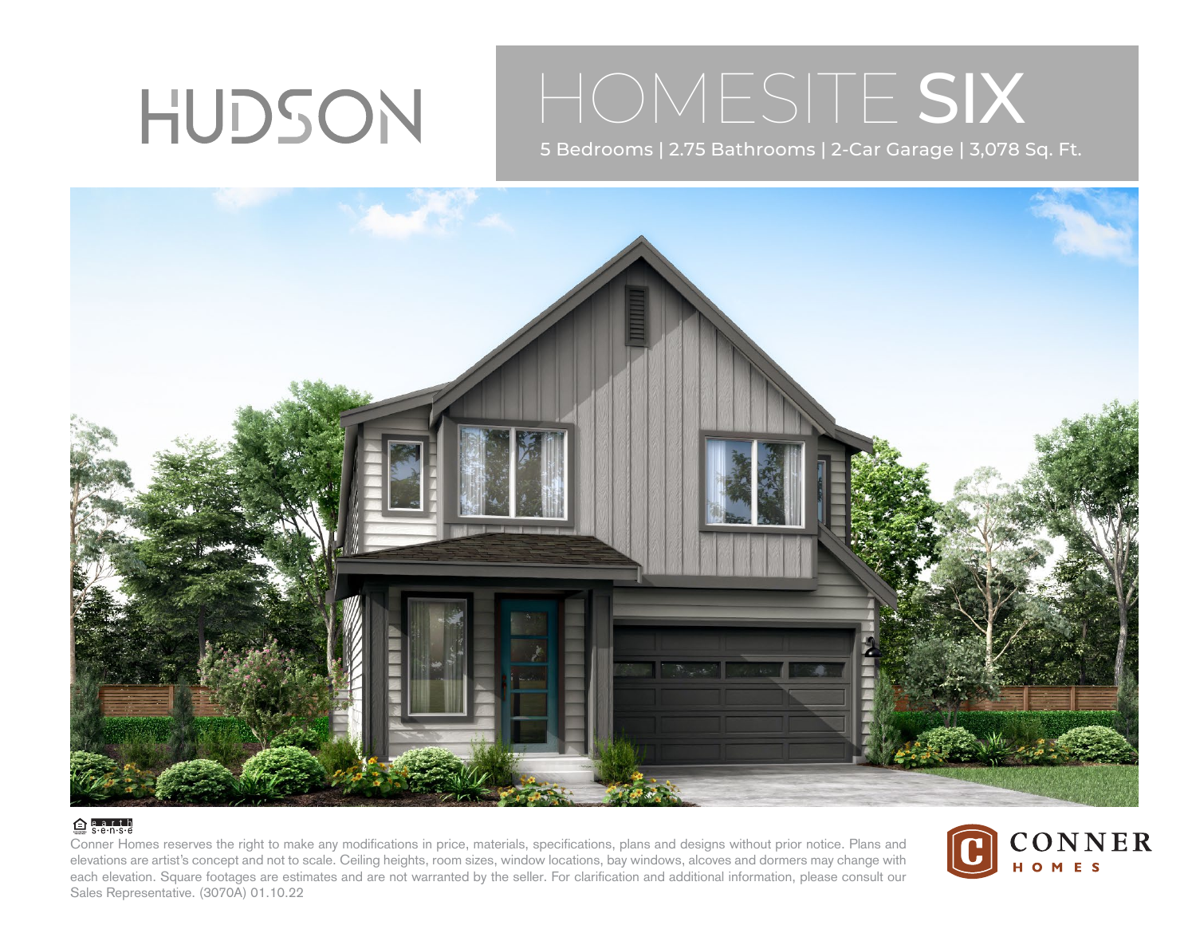# HUDSON

## HOMESITE **SIX**

5 Bedrooms | 2.75 Bathrooms | 2-Car Garage | 3,078 Sq. Ft.

earth sense

Conner Homes reserves the right to make any modifications in price, materials, specifications, plans and designs without prior notice. Plans and elevations are artist's concept and not to scale. Ceiling heights, room sizes, window locations, bay windows, alcoves and dormers may change with each elevation. Square footages are estimates and are not warranted by the seller. For clarification and additional information, please consult our Sales Representative. (3070A) 01.10.22

CONNER HOMES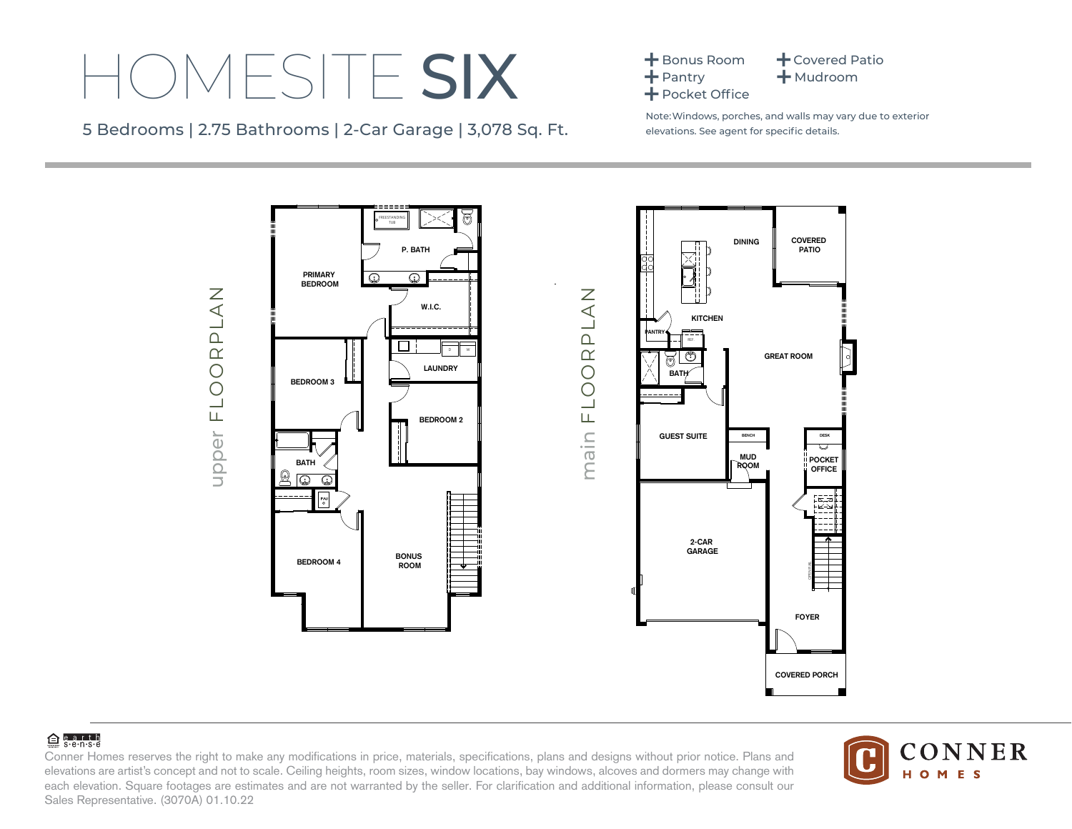# HOMESITE **SIX**

5 Bedrooms | 2.75 Bathrooms | 2-Car Garage | 3,078 Sq. Ft.

- + Bonus Room
- + Pantry
- + Pocket Office
- + Covered Patio
- + Mudroom

Note: Windows, porches, and walls may vary due to exterior elevations. See agent for specific details.

upper FLOORPLAN

PRIMARY BEDROOM
P. BATH
FREESTANDING TUB
W.I.C.
LAUNDRY
BEDROOM 3
BEDROOM 2
BATH
BEDROOM 4
BONUS ROOM

main FLOORPLAN

DINING
COVERED PATIO
KITCHEN
PANTRY
GREAT ROOM
BATH
GUEST SUITE
BENCH
MUD ROOM
DESK
POCKET OFFICE
2-CAR GARAGE
FOYER
COVERED PORCH

Conner Homes reserves the right to make any modifications in price, materials, specifications, plans and designs without prior notice. Plans and elevations are artist's concept and not to scale. Ceiling heights, room sizes, window locations, bay windows, alcoves and dormers may change with each elevation. Square footages are estimates and are not warranted by the seller. For clarification and additional information, please consult our Sales Representative. (3070A) 01.10.22

CONNER HOMES